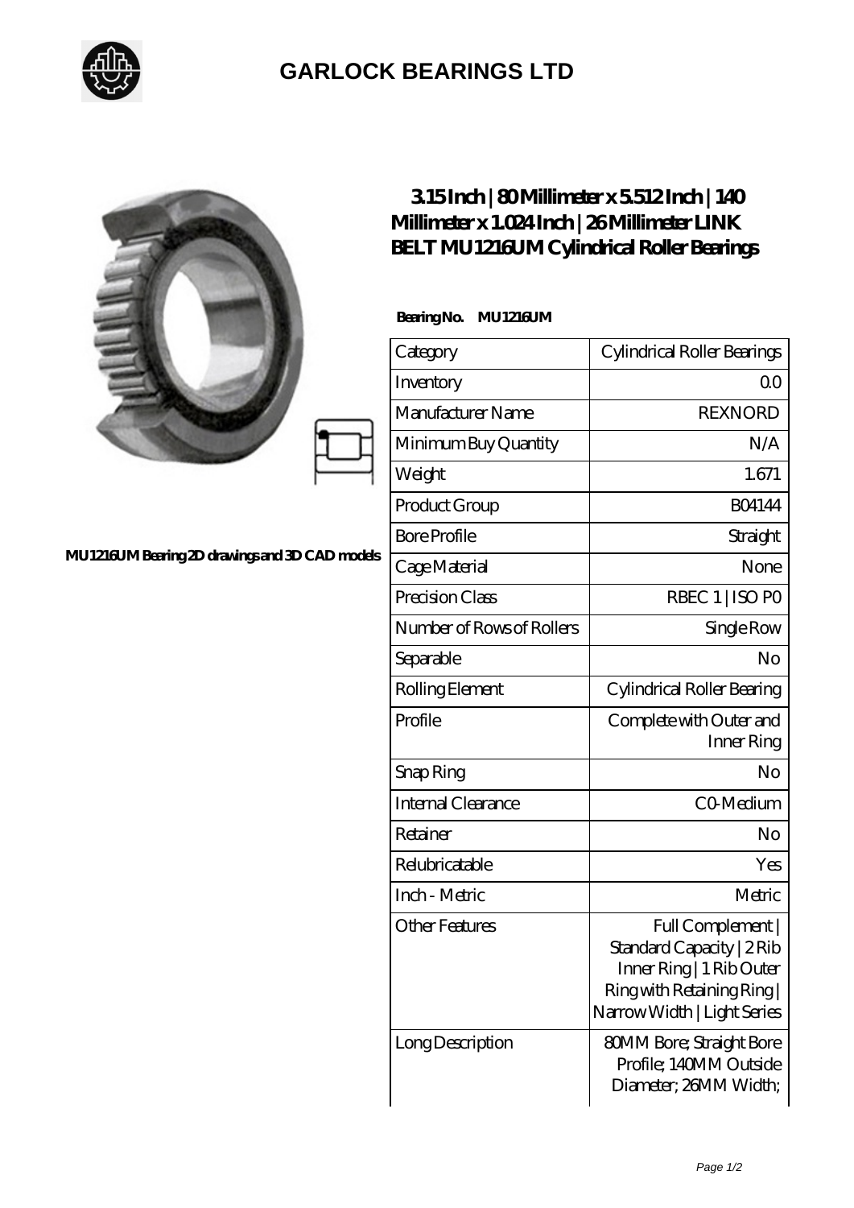# GARLOCK BEARINGS LTD

MU1216UM Bearing 2D drawings and 3D CAD models

## 3.15 Inch | 80 Millimeter x 5.512 Inch | 140 Millimeter x 1.024 Inch | 26 Millimeter LINK BELT MU1216UM Cylindrical Roller Bearings

**Bearing No. MU1216UM**

| Category | Cylindrical Roller Bearings |
| --- | --- |
| Inventory | 0.0 |
| Manufacturer Name | REXNORD |
| Minimum Buy Quantity | N/A |
| Weight | 1.671 |
| Product Group | B04144 |
| Bore Profile | Straight |
| Cage Material | None |
| Precision Class | RBEC 1 \| ISO P0 |
| Number of Rows of Rollers | Single Row |
| Separable | No |
| Rolling Element | Cylindrical Roller Bearing |
| Profile | Complete with Outer and Inner Ring |
| Snap Ring | No |
| Internal Clearance | C0-Medium |
| Retainer | No |
| Relubricatable | Yes |
| Inch - Metric | Metric |
| Other Features | Full Complement \| Standard Capacity \| 2 Rib Inner Ring \| 1 Rib Outer Ring with Retaining Ring \| Narrow Width \| Light Series |
| Long Description | 80MM Bore; Straight Bore Profile; 140MM Outside Diameter; 26MM Width; |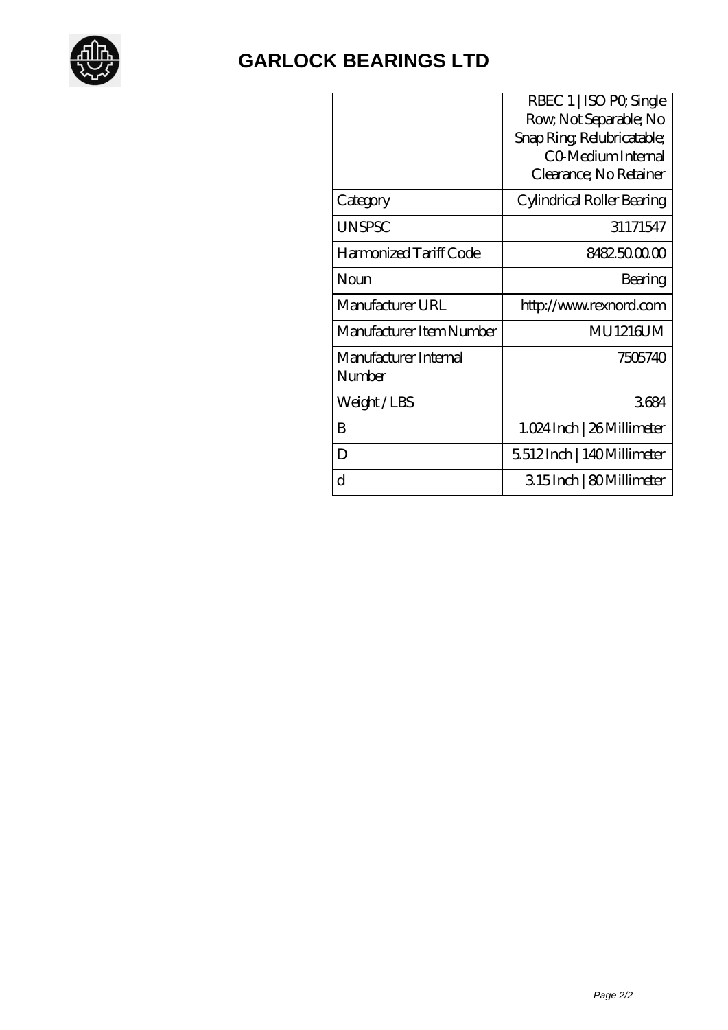| | |
|---|---|
| | RBEC 1 \| ISO P0; Single Row; Not Separable; No Snap Ring; Relubricatable; C0-Medium Internal Clearance; No Retainer |
| Category | Cylindrical Roller Bearing |
| UNSPSC | 31171547 |
| Harmonized Tariff Code | 8482.50.00.00 |
| Noun | Bearing |
| Manufacturer URL | http://www.rexnord.com |
| Manufacturer Item Number | MU1216UM |
| Manufacturer Internal Number | 7505740 |
| Weight / LBS | 3.684 |
| B | 1.024 Inch \| 26 Millimeter |
| D | 5.512 Inch \| 140 Millimeter |
| d | 3.15 Inch \| 80 Millimeter |